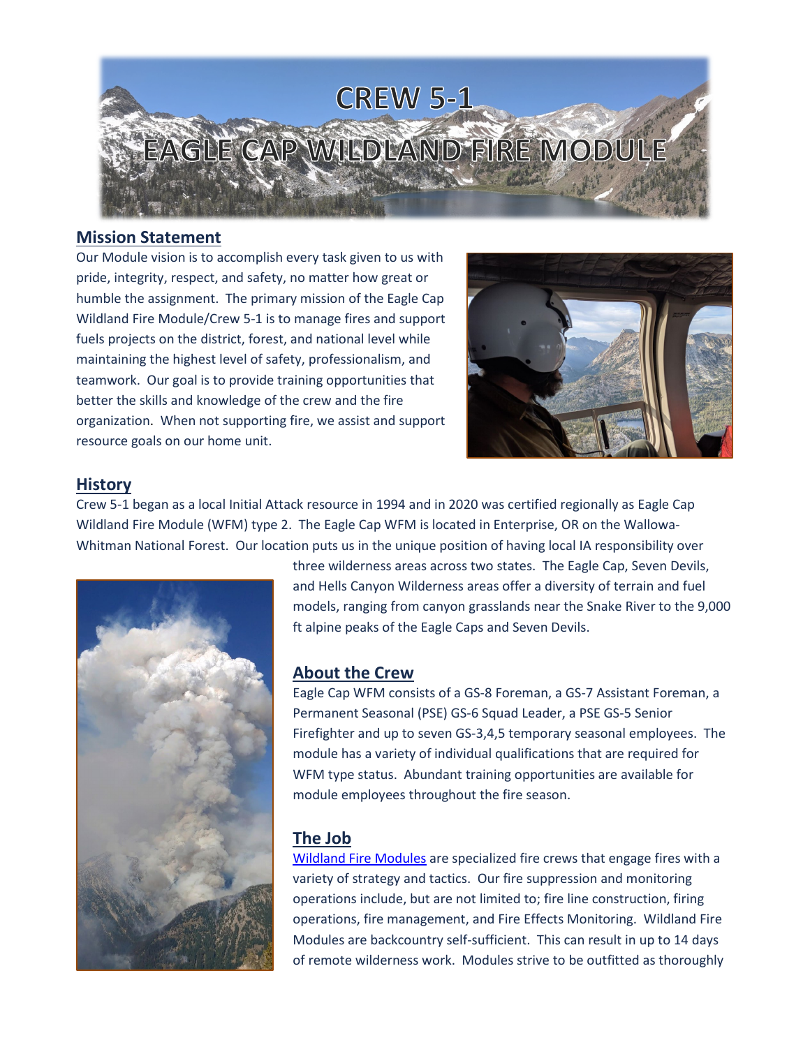# CREW 5-1

# EAGLE CAP WILDLAND FIRE MODULE

## Mission Statement

Our Module vision is to accomplish every task given to us with pride, integrity, respect, and safety, no matter how great or humble the assignment. The primary mission of the Eagle Cap Wildland Fire Module/Crew 5-1 is to manage fires and support fuels projects on the district, forest, and national level while maintaining the highest level of safety, professionalism, and teamwork. Our goal is to provide training opportunities that better the skills and knowledge of the crew and the fire organization. When not supporting fire, we assist and support resource goals on our home unit.

## History

Crew 5-1 began as a local Initial Attack resource in 1994 and in 2020 was certified regionally as Eagle Cap Wildland Fire Module (WFM) type 2. The Eagle Cap WFM is located in Enterprise, OR on the Wallowa-Whitman National Forest. Our location puts us in the unique position of having local IA responsibility over three wilderness areas across two states. The Eagle Cap, Seven Devils, and Hells Canyon Wilderness areas offer a diversity of terrain and fuel models, ranging from canyon grasslands near the Snake River to the 9,000 ft alpine peaks of the Eagle Caps and Seven Devils.

## About the Crew

Eagle Cap WFM consists of a GS-8 Foreman, a GS-7 Assistant Foreman, a Permanent Seasonal (PSE) GS-6 Squad Leader, a PSE GS-5 Senior Firefighter and up to seven GS-3,4,5 temporary seasonal employees. The module has a variety of individual qualifications that are required for WFM type status. Abundant training opportunities are available for module employees throughout the fire season.

## The Job

[Wildland Fire Modules] are specialized fire crews that engage fires with a variety of strategy and tactics. Our fire suppression and monitoring operations include, but are not limited to; fire line construction, firing operations, fire management, and Fire Effects Monitoring. Wildland Fire Modules are backcountry self-sufficient. This can result in up to 14 days of remote wilderness work. Modules strive to be outfitted as thoroughly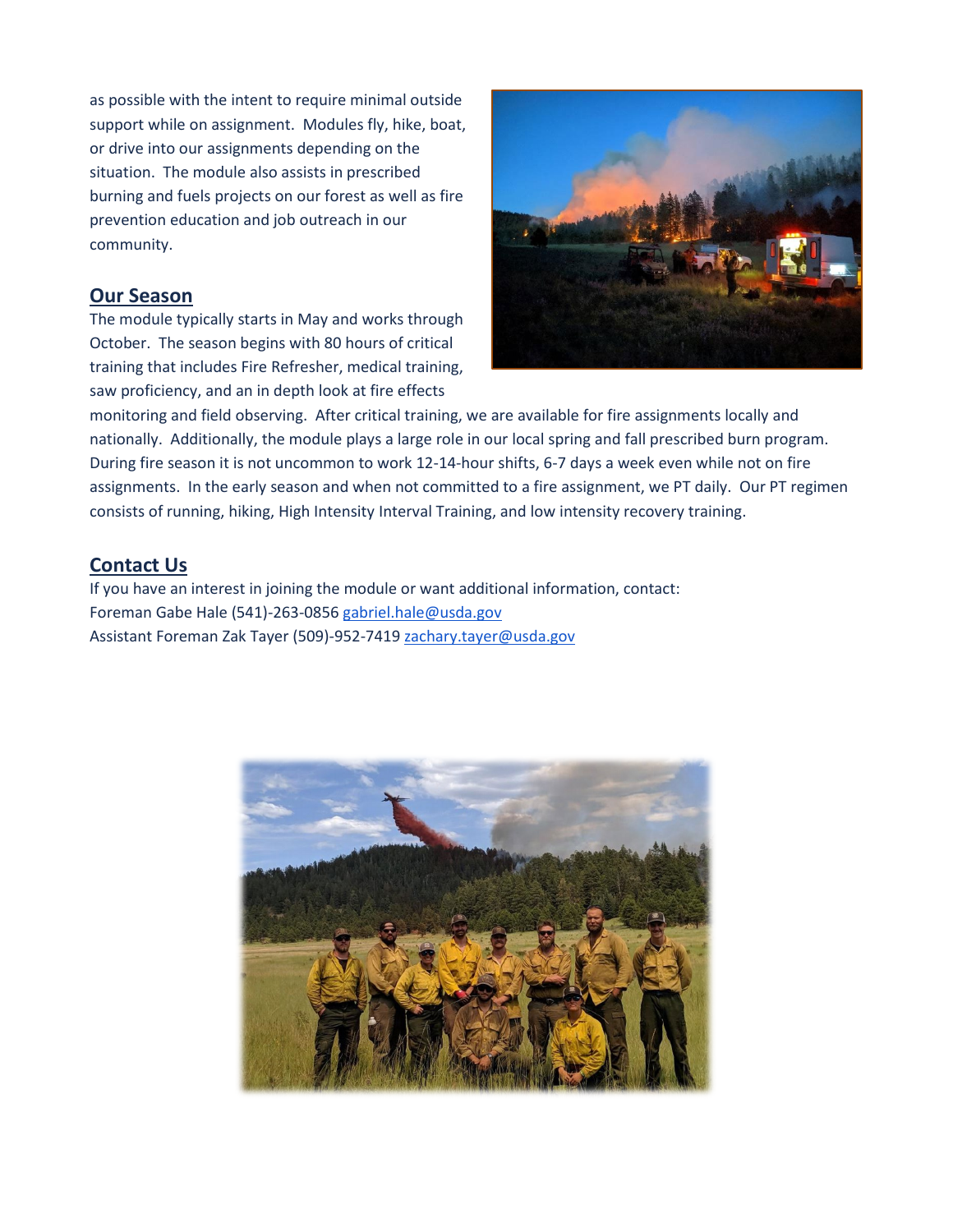as possible with the intent to require minimal outside support while on assignment. Modules fly, hike, boat, or drive into our assignments depending on the situation. The module also assists in prescribed burning and fuels projects on our forest as well as fire prevention education and job outreach in our community.

## Our Season

The module typically starts in May and works through October. The season begins with 80 hours of critical training that includes Fire Refresher, medical training, saw proficiency, and an in depth look at fire effects monitoring and field observing. After critical training, we are available for fire assignments locally and nationally. Additionally, the module plays a large role in our local spring and fall prescribed burn program. During fire season it is not uncommon to work 12-14-hour shifts, 6-7 days a week even while not on fire assignments. In the early season and when not committed to a fire assignment, we PT daily. Our PT regimen consists of running, hiking, High Intensity Interval Training, and low intensity recovery training.

## Contact Us

If you have an interest in joining the module or want additional information, contact:
Foreman Gabe Hale (541)-263-0856 gabriel.hale@usda.gov
Assistant Foreman Zak Tayer (509)-952-7419 zachary.tayer@usda.gov